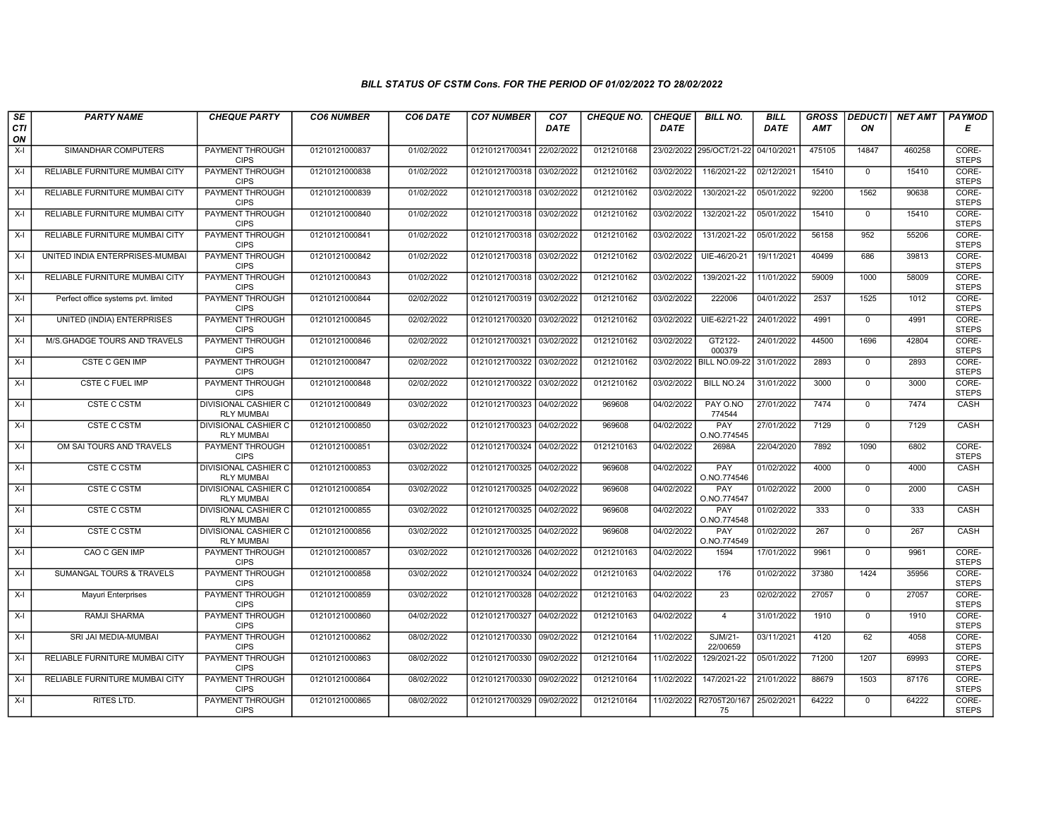### *BILL STATUS OF CSTM Cons. FOR THE PERIOD OF 01/02/2022 TO 28/02/2022*

| SECTION | PARTY NAME | CHEQUE PARTY | CO6 NUMBER | CO6 DATE | CO7 NUMBER | CO7 DATE | CHEQUE NO. | CHEQUE DATE | BILL NO. | BILL DATE | GROSS AMT | DEDUCTION | NET AMT | PAYMODE |
|---|---|---|---|---|---|---|---|---|---|---|---|---|---|---|
| X-I | SIMANDHAR COMPUTERS | PAYMENT THROUGH CIPS | 01210121000837 | 01/02/2022 | 01210121700341 | 22/02/2022 | 0121210168 | 23/02/2022 | 295/OCT/21-22 | 04/10/2021 | 475105 | 14847 | 460258 | CORE-STEPS |
| X-I | RELIABLE FURNITURE MUMBAI CITY | PAYMENT THROUGH CIPS | 01210121000838 | 01/02/2022 | 01210121700318 | 03/02/2022 | 0121210162 | 03/02/2022 | 116/2021-22 | 02/12/2021 | 15410 | 0 | 15410 | CORE-STEPS |
| X-I | RELIABLE FURNITURE MUMBAI CITY | PAYMENT THROUGH CIPS | 01210121000839 | 01/02/2022 | 01210121700318 | 03/02/2022 | 0121210162 | 03/02/2022 | 130/2021-22 | 05/01/2022 | 92200 | 1562 | 90638 | CORE-STEPS |
| X-I | RELIABLE FURNITURE MUMBAI CITY | PAYMENT THROUGH CIPS | 01210121000840 | 01/02/2022 | 01210121700318 | 03/02/2022 | 0121210162 | 03/02/2022 | 132/2021-22 | 05/01/2022 | 15410 | 0 | 15410 | CORE-STEPS |
| X-I | RELIABLE FURNITURE MUMBAI CITY | PAYMENT THROUGH CIPS | 01210121000841 | 01/02/2022 | 01210121700318 | 03/02/2022 | 0121210162 | 03/02/2022 | 131/2021-22 | 05/01/2022 | 56158 | 952 | 55206 | CORE-STEPS |
| X-I | UNITED INDIA ENTERPRISES-MUMBAI | PAYMENT THROUGH CIPS | 01210121000842 | 01/02/2022 | 01210121700318 | 03/02/2022 | 0121210162 | 03/02/2022 | UIE-46/20-21 | 19/11/2021 | 40499 | 686 | 39813 | CORE-STEPS |
| X-I | RELIABLE FURNITURE MUMBAI CITY | PAYMENT THROUGH CIPS | 01210121000843 | 01/02/2022 | 01210121700318 | 03/02/2022 | 0121210162 | 03/02/2022 | 139/2021-22 | 11/01/2022 | 59009 | 1000 | 58009 | CORE-STEPS |
| X-I | Perfect office systems pvt. limited | PAYMENT THROUGH CIPS | 01210121000844 | 02/02/2022 | 01210121700319 | 03/02/2022 | 0121210162 | 03/02/2022 | 222006 | 04/01/2022 | 2537 | 1525 | 1012 | CORE-STEPS |
| X-I | UNITED (INDIA) ENTERPRISES | PAYMENT THROUGH CIPS | 01210121000845 | 02/02/2022 | 01210121700320 | 03/02/2022 | 0121210162 | 03/02/2022 | UIE-62/21-22 | 24/01/2022 | 4991 | 0 | 4991 | CORE-STEPS |
| X-I | M/S.GHADGE TOURS AND TRAVELS | PAYMENT THROUGH CIPS | 01210121000846 | 02/02/2022 | 01210121700321 | 03/02/2022 | 0121210162 | 03/02/2022 | GT2122-000379 | 24/01/2022 | 44500 | 1696 | 42804 | CORE-STEPS |
| X-I | CSTE C GEN IMP | PAYMENT THROUGH CIPS | 01210121000847 | 02/02/2022 | 01210121700322 | 03/02/2022 | 0121210162 | 03/02/2022 | BILL NO.09-22 | 31/01/2022 | 2893 | 0 | 2893 | CORE-STEPS |
| X-I | CSTE C FUEL IMP | PAYMENT THROUGH CIPS | 01210121000848 | 02/02/2022 | 01210121700322 | 03/02/2022 | 0121210162 | 03/02/2022 | BILL NO.24 | 31/01/2022 | 3000 | 0 | 3000 | CORE-STEPS |
| X-I | CSTE C CSTM | DIVISIONAL CASHIER C RLY MUMBAI | 01210121000849 | 03/02/2022 | 01210121700323 | 04/02/2022 | 969608 | 04/02/2022 | PAY O.NO 774544 | 27/01/2022 | 7474 | 0 | 7474 | CASH |
| X-I | CSTE C CSTM | DIVISIONAL CASHIER C RLY MUMBAI | 01210121000850 | 03/02/2022 | 01210121700323 | 04/02/2022 | 969608 | 04/02/2022 | PAY O.NO.774545 | 27/01/2022 | 7129 | 0 | 7129 | CASH |
| X-I | OM SAI TOURS AND TRAVELS | PAYMENT THROUGH CIPS | 01210121000851 | 03/02/2022 | 01210121700324 | 04/02/2022 | 0121210163 | 04/02/2022 | 2698A | 22/04/2020 | 7892 | 1090 | 6802 | CORE-STEPS |
| X-I | CSTE C CSTM | DIVISIONAL CASHIER C RLY MUMBAI | 01210121000853 | 03/02/2022 | 01210121700325 | 04/02/2022 | 969608 | 04/02/2022 | PAY O.NO.774546 | 01/02/2022 | 4000 | 0 | 4000 | CASH |
| X-I | CSTE C CSTM | DIVISIONAL CASHIER C RLY MUMBAI | 01210121000854 | 03/02/2022 | 01210121700325 | 04/02/2022 | 969608 | 04/02/2022 | PAY O.NO.774547 | 01/02/2022 | 2000 | 0 | 2000 | CASH |
| X-I | CSTE C CSTM | DIVISIONAL CASHIER C RLY MUMBAI | 01210121000855 | 03/02/2022 | 01210121700325 | 04/02/2022 | 969608 | 04/02/2022 | PAY O.NO.774548 | 01/02/2022 | 333 | 0 | 333 | CASH |
| X-I | CSTE C CSTM | DIVISIONAL CASHIER C RLY MUMBAI | 01210121000856 | 03/02/2022 | 01210121700325 | 04/02/2022 | 969608 | 04/02/2022 | PAY O.NO.774549 | 01/02/2022 | 267 | 0 | 267 | CASH |
| X-I | CAO C GEN IMP | PAYMENT THROUGH CIPS | 01210121000857 | 03/02/2022 | 01210121700326 | 04/02/2022 | 0121210163 | 04/02/2022 | 1594 | 17/01/2022 | 9961 | 0 | 9961 | CORE-STEPS |
| X-I | SUMANGAL TOURS & TRAVELS | PAYMENT THROUGH CIPS | 01210121000858 | 03/02/2022 | 01210121700324 | 04/02/2022 | 0121210163 | 04/02/2022 | 176 | 01/02/2022 | 37380 | 1424 | 35956 | CORE-STEPS |
| X-I | Mayuri Enterprises | PAYMENT THROUGH CIPS | 01210121000859 | 03/02/2022 | 01210121700328 | 04/02/2022 | 0121210163 | 04/02/2022 | 23 | 02/02/2022 | 27057 | 0 | 27057 | CORE-STEPS |
| X-I | RAMJI SHARMA | PAYMENT THROUGH CIPS | 01210121000860 | 04/02/2022 | 01210121700327 | 04/02/2022 | 0121210163 | 04/02/2022 | 4 | 31/01/2022 | 1910 | 0 | 1910 | CORE-STEPS |
| X-I | SRI JAI MEDIA-MUMBAI | PAYMENT THROUGH CIPS | 01210121000862 | 08/02/2022 | 01210121700330 | 09/02/2022 | 0121210164 | 11/02/2022 | SJM/21-22/00659 | 03/11/2021 | 4120 | 62 | 4058 | CORE-STEPS |
| X-I | RELIABLE FURNITURE MUMBAI CITY | PAYMENT THROUGH CIPS | 01210121000863 | 08/02/2022 | 01210121700330 | 09/02/2022 | 0121210164 | 11/02/2022 | 129/2021-22 | 05/01/2022 | 71200 | 1207 | 69993 | CORE-STEPS |
| X-I | RELIABLE FURNITURE MUMBAI CITY | PAYMENT THROUGH CIPS | 01210121000864 | 08/02/2022 | 01210121700330 | 09/02/2022 | 0121210164 | 11/02/2022 | 147/2021-22 | 21/01/2022 | 88679 | 1503 | 87176 | CORE-STEPS |
| X-I | RITES LTD. | PAYMENT THROUGH CIPS | 01210121000865 | 08/02/2022 | 01210121700329 | 09/02/2022 | 0121210164 | 11/02/2022 | R2705T20/16775 | 25/02/2021 | 64222 | 0 | 64222 | CORE-STEPS |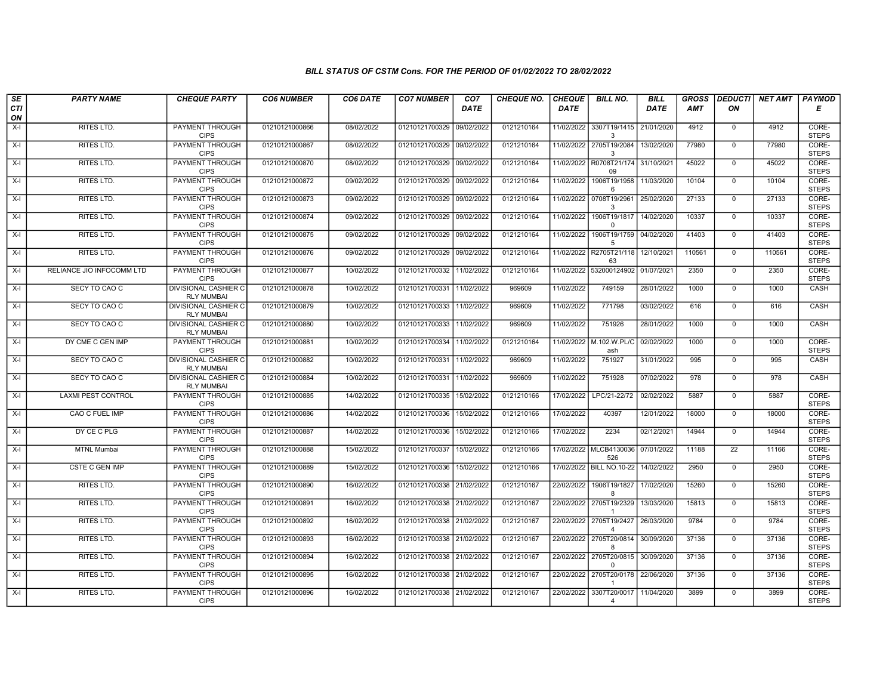### BILL STATUS OF CSTM Cons. FOR THE PERIOD OF 01/02/2022 TO 28/02/2022

| SECTION | PARTY NAME | CHEQUE PARTY | CO6 NUMBER | CO6 DATE | CO7 NUMBER | CO7 DATE | CHEQUE NO. | CHEQUE DATE | BILL NO. | BILL DATE | GROSS AMT | DEDUCTION | NET AMT | PAYMODE |
|---|---|---|---|---|---|---|---|---|---|---|---|---|---|---|
| X-I | RITES LTD. | PAYMENT THROUGH CIPS | 01210121000866 | 08/02/2022 | 01210121700329 | 09/02/2022 | 0121210164 | 11/02/2022 | 3307T19/14153 | 21/01/2020 | 4912 | 0 | 4912 | CORE-STEPS |
| X-I | RITES LTD. | PAYMENT THROUGH CIPS | 01210121000867 | 08/02/2022 | 01210121700329 | 09/02/2022 | 0121210164 | 11/02/2022 | 2705T19/20843 | 13/02/2020 | 77980 | 0 | 77980 | CORE-STEPS |
| X-I | RITES LTD. | PAYMENT THROUGH CIPS | 01210121000870 | 08/02/2022 | 01210121700329 | 09/02/2022 | 0121210164 | 11/02/2022 | R0708T21/17409 | 31/10/2021 | 45022 | 0 | 45022 | CORE-STEPS |
| X-I | RITES LTD. | PAYMENT THROUGH CIPS | 01210121000872 | 09/02/2022 | 01210121700329 | 09/02/2022 | 0121210164 | 11/02/2022 | 1906T19/19586 | 11/03/2020 | 10104 | 0 | 10104 | CORE-STEPS |
| X-I | RITES LTD. | PAYMENT THROUGH CIPS | 01210121000873 | 09/02/2022 | 01210121700329 | 09/02/2022 | 0121210164 | 11/02/2022 | 0708T19/29613 | 25/02/2020 | 27133 | 0 | 27133 | CORE-STEPS |
| X-I | RITES LTD. | PAYMENT THROUGH CIPS | 01210121000874 | 09/02/2022 | 01210121700329 | 09/02/2022 | 0121210164 | 11/02/2022 | 1906T19/18170 | 14/02/2020 | 10337 | 0 | 10337 | CORE-STEPS |
| X-I | RITES LTD. | PAYMENT THROUGH CIPS | 01210121000875 | 09/02/2022 | 01210121700329 | 09/02/2022 | 0121210164 | 11/02/2022 | 1906T19/17595 | 04/02/2020 | 41403 | 0 | 41403 | CORE-STEPS |
| X-I | RITES LTD. | PAYMENT THROUGH CIPS | 01210121000876 | 09/02/2022 | 01210121700329 | 09/02/2022 | 0121210164 | 11/02/2022 | R2705T21/11863 | 12/10/2021 | 110561 | 0 | 110561 | CORE-STEPS |
| X-I | RELIANCE JIO INFOCOMM LTD | PAYMENT THROUGH CIPS | 01210121000877 | 10/02/2022 | 01210121700332 | 11/02/2022 | 0121210164 | 11/02/2022 | 532000124902 | 01/07/2021 | 2350 | 0 | 2350 | CORE-STEPS |
| X-I | SECY TO CAO C | DIVISIONAL CASHIER C RLY MUMBAI | 01210121000878 | 10/02/2022 | 01210121700331 | 11/02/2022 | 969609 | 11/02/2022 | 749159 | 28/01/2022 | 1000 | 0 | 1000 | CASH |
| X-I | SECY TO CAO C | DIVISIONAL CASHIER C RLY MUMBAI | 01210121000879 | 10/02/2022 | 01210121700333 | 11/02/2022 | 969609 | 11/02/2022 | 771798 | 03/02/2022 | 616 | 0 | 616 | CASH |
| X-I | SECY TO CAO C | DIVISIONAL CASHIER C RLY MUMBAI | 01210121000880 | 10/02/2022 | 01210121700333 | 11/02/2022 | 969609 | 11/02/2022 | 751926 | 28/01/2022 | 1000 | 0 | 1000 | CASH |
| X-I | DY CME C GEN IMP | PAYMENT THROUGH CIPS | 01210121000881 | 10/02/2022 | 01210121700334 | 11/02/2022 | 0121210164 | 11/02/2022 | M.102.W.PL/Cash | 02/02/2022 | 1000 | 0 | 1000 | CORE-STEPS |
| X-I | SECY TO CAO C | DIVISIONAL CASHIER C RLY MUMBAI | 01210121000882 | 10/02/2022 | 01210121700331 | 11/02/2022 | 969609 | 11/02/2022 | 751927 | 31/01/2022 | 995 | 0 | 995 | CASH |
| X-I | SECY TO CAO C | DIVISIONAL CASHIER C RLY MUMBAI | 01210121000884 | 10/02/2022 | 01210121700331 | 11/02/2022 | 969609 | 11/02/2022 | 751928 | 07/02/2022 | 978 | 0 | 978 | CASH |
| X-I | LAXMI PEST CONTROL | PAYMENT THROUGH CIPS | 01210121000885 | 14/02/2022 | 01210121700335 | 15/02/2022 | 0121210166 | 17/02/2022 | LPC/21-22/72 | 02/02/2022 | 5887 | 0 | 5887 | CORE-STEPS |
| X-I | CAO C FUEL IMP | PAYMENT THROUGH CIPS | 01210121000886 | 14/02/2022 | 01210121700336 | 15/02/2022 | 0121210166 | 17/02/2022 | 40397 | 12/01/2022 | 18000 | 0 | 18000 | CORE-STEPS |
| X-I | DY CE C PLG | PAYMENT THROUGH CIPS | 01210121000887 | 14/02/2022 | 01210121700336 | 15/02/2022 | 0121210166 | 17/02/2022 | 2234 | 02/12/2021 | 14944 | 0 | 14944 | CORE-STEPS |
| X-I | MTNL Mumbai | PAYMENT THROUGH CIPS | 01210121000888 | 15/02/2022 | 01210121700337 | 15/02/2022 | 0121210166 | 17/02/2022 | MLCB4130036526 | 07/01/2022 | 11188 | 22 | 11166 | CORE-STEPS |
| X-I | CSTE C GEN IMP | PAYMENT THROUGH CIPS | 01210121000889 | 15/02/2022 | 01210121700336 | 15/02/2022 | 0121210166 | 17/02/2022 | BILL NO.10-22 | 14/02/2022 | 2950 | 0 | 2950 | CORE-STEPS |
| X-I | RITES LTD. | PAYMENT THROUGH CIPS | 01210121000890 | 16/02/2022 | 01210121700338 | 21/02/2022 | 0121210167 | 22/02/2022 | 1906T19/18278 | 17/02/2020 | 15260 | 0 | 15260 | CORE-STEPS |
| X-I | RITES LTD. | PAYMENT THROUGH CIPS | 01210121000891 | 16/02/2022 | 01210121700338 | 21/02/2022 | 0121210167 | 22/02/2022 | 2705T19/23291 | 13/03/2020 | 15813 | 0 | 15813 | CORE-STEPS |
| X-I | RITES LTD. | PAYMENT THROUGH CIPS | 01210121000892 | 16/02/2022 | 01210121700338 | 21/02/2022 | 0121210167 | 22/02/2022 | 2705T19/24274 | 26/03/2020 | 9784 | 0 | 9784 | CORE-STEPS |
| X-I | RITES LTD. | PAYMENT THROUGH CIPS | 01210121000893 | 16/02/2022 | 01210121700338 | 21/02/2022 | 0121210167 | 22/02/2022 | 2705T20/08148 | 30/09/2020 | 37136 | 0 | 37136 | CORE-STEPS |
| X-I | RITES LTD. | PAYMENT THROUGH CIPS | 01210121000894 | 16/02/2022 | 01210121700338 | 21/02/2022 | 0121210167 | 22/02/2022 | 2705T20/08150 | 30/09/2020 | 37136 | 0 | 37136 | CORE-STEPS |
| X-I | RITES LTD. | PAYMENT THROUGH CIPS | 01210121000895 | 16/02/2022 | 01210121700338 | 21/02/2022 | 0121210167 | 22/02/2022 | 2705T20/01781 | 22/06/2020 | 37136 | 0 | 37136 | CORE-STEPS |
| X-I | RITES LTD. | PAYMENT THROUGH CIPS | 01210121000896 | 16/02/2022 | 01210121700338 | 21/02/2022 | 0121210167 | 22/02/2022 | 3307T20/00174 | 11/04/2020 | 3899 | 0 | 3899 | CORE-STEPS |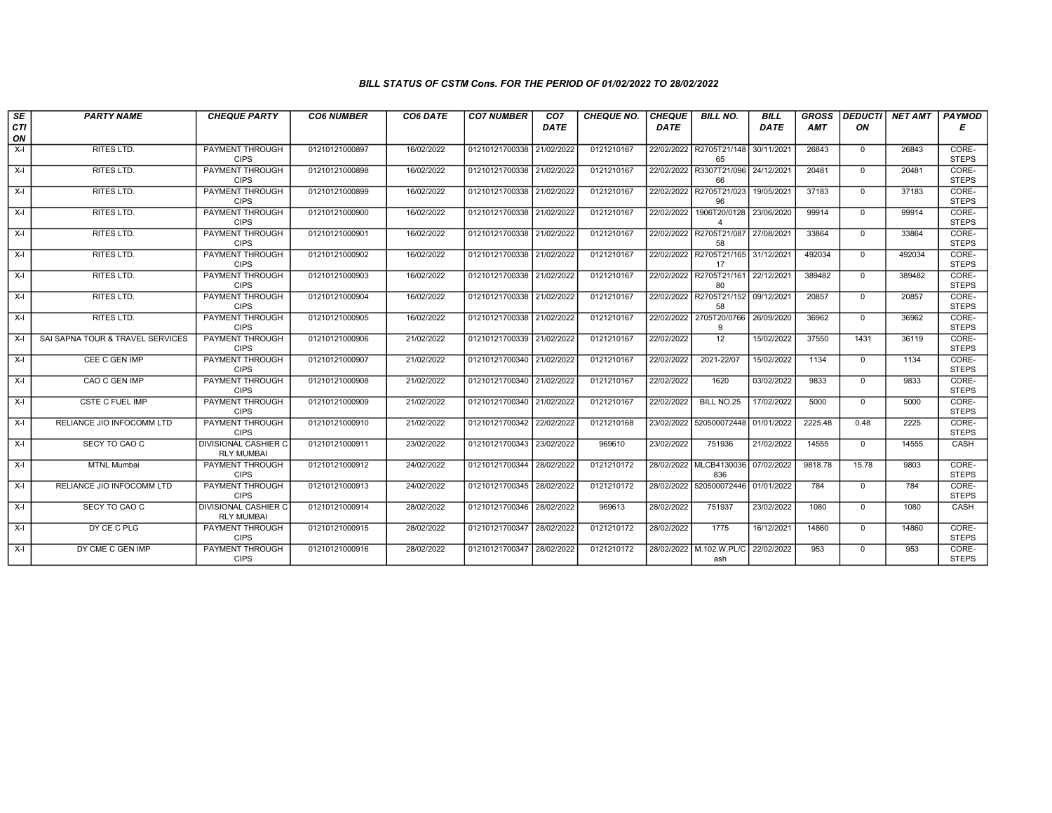*BILL STATUS OF CSTM Cons. FOR THE PERIOD OF 01/02/2022 TO 28/02/2022*

| SECTION | PARTY NAME | CHEQUE PARTY | CO6 NUMBER | CO6 DATE | CO7 NUMBER | CO7 DATE | CHEQUE NO. | CHEQUE DATE | BILL NO. | BILL DATE | GROSS AMT | DEDUCTION | NET AMT | PAYMODE |
|---|---|---|---|---|---|---|---|---|---|---|---|---|---|---|
| X-I | RITES LTD. | PAYMENT THROUGH CIPS | 01210121000897 | 16/02/2022 | 01210121700338 | 21/02/2022 | 0121210167 | 22/02/2022 | R2705T21/14865 | 30/11/2021 | 26843 | 0 | 26843 | CORE-STEPS |
| X-I | RITES LTD. | PAYMENT THROUGH CIPS | 01210121000898 | 16/02/2022 | 01210121700338 | 21/02/2022 | 0121210167 | 22/02/2022 | R3307T21/09666 | 24/12/2021 | 20481 | 0 | 20481 | CORE-STEPS |
| X-I | RITES LTD. | PAYMENT THROUGH CIPS | 01210121000899 | 16/02/2022 | 01210121700338 | 21/02/2022 | 0121210167 | 22/02/2022 | R2705T21/02396 | 19/05/2021 | 37183 | 0 | 37183 | CORE-STEPS |
| X-I | RITES LTD. | PAYMENT THROUGH CIPS | 01210121000900 | 16/02/2022 | 01210121700338 | 21/02/2022 | 0121210167 | 22/02/2022 | 1906T20/01284 | 23/06/2020 | 99914 | 0 | 99914 | CORE-STEPS |
| X-I | RITES LTD. | PAYMENT THROUGH CIPS | 01210121000901 | 16/02/2022 | 01210121700338 | 21/02/2022 | 0121210167 | 22/02/2022 | R2705T21/08758 | 27/08/2021 | 33864 | 0 | 33864 | CORE-STEPS |
| X-I | RITES LTD. | PAYMENT THROUGH CIPS | 01210121000902 | 16/02/2022 | 01210121700338 | 21/02/2022 | 0121210167 | 22/02/2022 | R2705T21/16517 | 31/12/2021 | 492034 | 0 | 492034 | CORE-STEPS |
| X-I | RITES LTD. | PAYMENT THROUGH CIPS | 01210121000903 | 16/02/2022 | 01210121700338 | 21/02/2022 | 0121210167 | 22/02/2022 | R2705T21/16180 | 22/12/2021 | 389482 | 0 | 389482 | CORE-STEPS |
| X-I | RITES LTD. | PAYMENT THROUGH CIPS | 01210121000904 | 16/02/2022 | 01210121700338 | 21/02/2022 | 0121210167 | 22/02/2022 | R2705T21/15258 | 09/12/2021 | 20857 | 0 | 20857 | CORE-STEPS |
| X-I | RITES LTD. | PAYMENT THROUGH CIPS | 01210121000905 | 16/02/2022 | 01210121700338 | 21/02/2022 | 0121210167 | 22/02/2022 | 2705T20/07669 | 26/09/2020 | 36962 | 0 | 36962 | CORE-STEPS |
| X-I | SAI SAPNA TOUR & TRAVEL SERVICES | PAYMENT THROUGH CIPS | 01210121000906 | 21/02/2022 | 01210121700339 | 21/02/2022 | 0121210167 | 22/02/2022 | 12 | 15/02/2022 | 37550 | 1431 | 36119 | CORE-STEPS |
| X-I | CEE C GEN IMP | PAYMENT THROUGH CIPS | 01210121000907 | 21/02/2022 | 01210121700340 | 21/02/2022 | 0121210167 | 22/02/2022 | 2021-22/07 | 15/02/2022 | 1134 | 0 | 1134 | CORE-STEPS |
| X-I | CAO C GEN IMP | PAYMENT THROUGH CIPS | 01210121000908 | 21/02/2022 | 01210121700340 | 21/02/2022 | 0121210167 | 22/02/2022 | 1620 | 03/02/2022 | 9833 | 0 | 9833 | CORE-STEPS |
| X-I | CSTE C FUEL IMP | PAYMENT THROUGH CIPS | 01210121000909 | 21/02/2022 | 01210121700340 | 21/02/2022 | 0121210167 | 22/02/2022 | BILL NO.25 | 17/02/2022 | 5000 | 0 | 5000 | CORE-STEPS |
| X-I | RELIANCE JIO INFOCOMM LTD | PAYMENT THROUGH CIPS | 01210121000910 | 21/02/2022 | 01210121700342 | 22/02/2022 | 0121210168 | 23/02/2022 | 520500072448 | 01/01/2022 | 2225.48 | 0.48 | 2225 | CORE-STEPS |
| X-I | SECY TO CAO C | DIVISIONAL CASHIER C RLY MUMBAI | 01210121000911 | 23/02/2022 | 01210121700343 | 23/02/2022 | 969610 | 23/02/2022 | 751936 | 21/02/2022 | 14555 | 0 | 14555 | CASH |
| X-I | MTNL Mumbai | PAYMENT THROUGH CIPS | 01210121000912 | 24/02/2022 | 01210121700344 | 28/02/2022 | 0121210172 | 28/02/2022 | MLCB4130036836 | 07/02/2022 | 9818.78 | 15.78 | 9803 | CORE-STEPS |
| X-I | RELIANCE JIO INFOCOMM LTD | PAYMENT THROUGH CIPS | 01210121000913 | 24/02/2022 | 01210121700345 | 28/02/2022 | 0121210172 | 28/02/2022 | 520500072446 | 01/01/2022 | 784 | 0 | 784 | CORE-STEPS |
| X-I | SECY TO CAO C | DIVISIONAL CASHIER C RLY MUMBAI | 01210121000914 | 28/02/2022 | 01210121700346 | 28/02/2022 | 969613 | 28/02/2022 | 751937 | 23/02/2022 | 1080 | 0 | 1080 | CASH |
| X-I | DY CE C PLG | PAYMENT THROUGH CIPS | 01210121000915 | 28/02/2022 | 01210121700347 | 28/02/2022 | 0121210172 | 28/02/2022 | 1775 | 16/12/2021 | 14860 | 0 | 14860 | CORE-STEPS |
| X-I | DY CME C GEN IMP | PAYMENT THROUGH CIPS | 01210121000916 | 28/02/2022 | 01210121700347 | 28/02/2022 | 0121210172 | 28/02/2022 | M.102.W.PL/Cash | 22/02/2022 | 953 | 0 | 953 | CORE-STEPS |